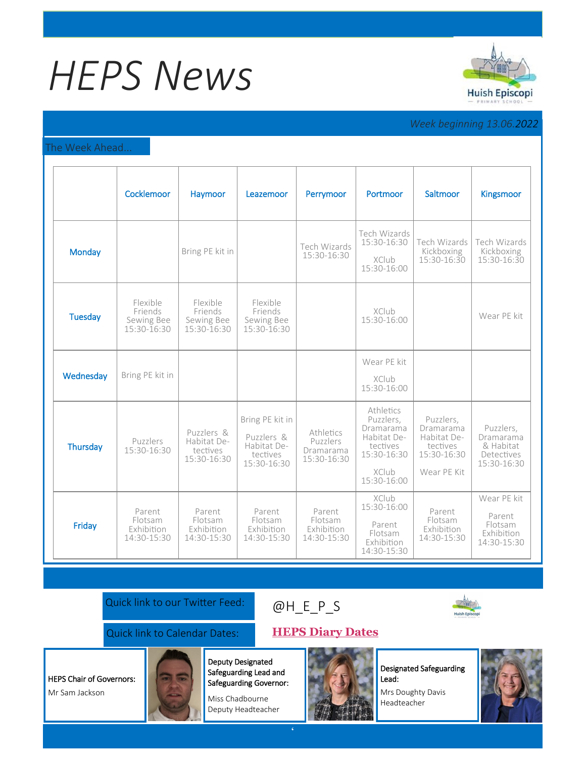# HEPS News

*Week beginning 13.06.2022*

## The Week Ahead...

| | Cocklemoor | Haymoor | Leazemoor | Perrymoor | Portmoor | Saltmoor | Kingsmoor |
|---|---|---|---|---|---|---|---|
| **Monday** | | Bring PE kit in | | Tech Wizards 15:30-16:30 | Tech Wizards 15:30-16:30<br><br>XClub 15:30-16:00 | Tech Wizards Kickboxing 15:30-16:30 | Tech Wizards Kickboxing 15:30-16:30 |
| **Tuesday** | Flexible Friends Sewing Bee 15:30-16:30 | Flexible Friends Sewing Bee 15:30-16:30 | Flexible Friends Sewing Bee 15:30-16:30 | | XClub 15:30-16:00 | | Wear PE kit |
| **Wednesday** | Bring PE kit in | | | | Wear PE kit<br><br>XClub 15:30-16:00 | | |
| **Thursday** | Puzzlers 15:30-16:30 | Puzzlers & Habitat Detectives 15:30-16:30 | Bring PE kit in<br><br>Puzzlers & Habitat Detectives 15:30-16:30 | Athletics Puzzlers Dramarama 15:30-16:30 | Athletics Puzzlers, Dramarama Habitat Detectives 15:30-16:30<br><br>XClub 15:30-16:00 | Puzzlers, Dramarama Habitat Detectives 15:30-16:30<br><br>Wear PE Kit | Puzzlers, Dramarama & Habitat Detectives 15:30-16:30 |
| **Friday** | Parent Flotsam Exhibition 14:30-15:30 | Parent Flotsam Exhibition 14:30-15:30 | Parent Flotsam Exhibition 14:30-15:30 | Parent Flotsam Exhibition 14:30-15:30 | XClub 15:30-16:00<br><br>Parent Flotsam Exhibition 14:30-15:30 | Parent Flotsam Exhibition 14:30-15:30 | Wear PE kit<br><br>Parent Flotsam Exhibition 14:30-15:30 |

Quick link to our Twitter Feed: @H_E_P_S

Quick link to Calendar Dates: **HEPS Diary Dates**

**HEPS Chair of Governors:**
Mr Sam Jackson

**Deputy Designated Safeguarding Lead and Safeguarding Governor:**
Miss Chadbourne
Deputy Headteacher

**Designated Safeguarding Lead:**
Mrs Doughty Davis
Headteacher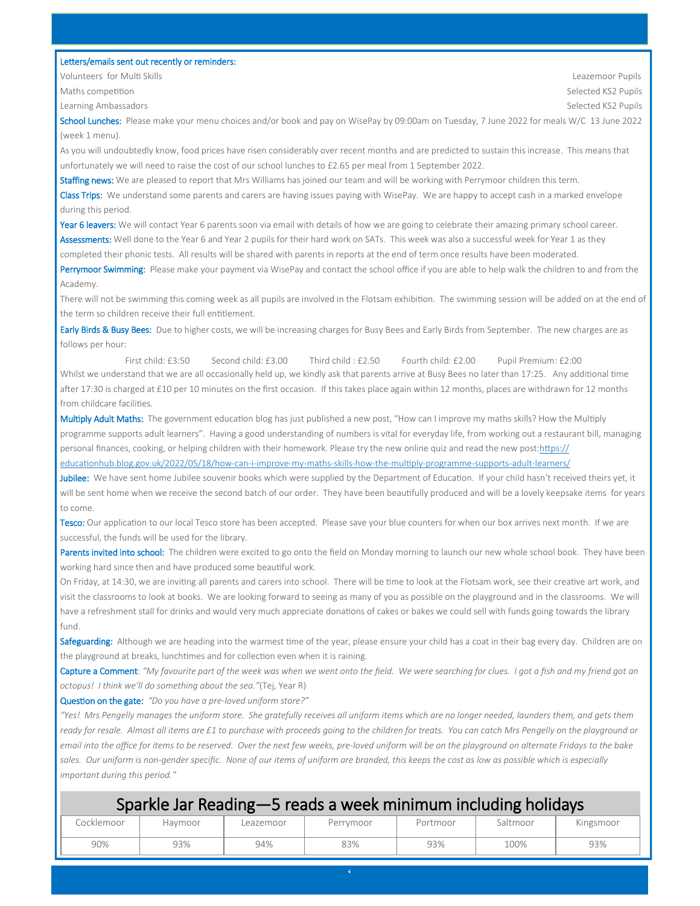**Letters/emails sent out recently or reminders:**

| | |
|---|---|
| Volunteers for Multi Skills | Leazemoor Pupils |
| Maths competition | Selected KS2 Pupils |
| Learning Ambassadors | Selected KS2 Pupils |

**School Lunches:** Please make your menu choices and/or book and pay on WisePay by 09:00am on Tuesday, 7 June 2022 for meals W/C 13 June 2022 (week 1 menu).

As you will undoubtedly know, food prices have risen considerably over recent months and are predicted to sustain this increase. This means that unfortunately we will need to raise the cost of our school lunches to £2.65 per meal from 1 September 2022.

**Staffing news:** We are pleased to report that Mrs Williams has joined our team and will be working with Perrymoor children this term.

**Class Trips:** We understand some parents and carers are having issues paying with WisePay. We are happy to accept cash in a marked envelope during this period.

**Year 6 leavers:** We will contact Year 6 parents soon via email with details of how we are going to celebrate their amazing primary school career.

**Assessments:** Well done to the Year 6 and Year 2 pupils for their hard work on SATs. This week was also a successful week for Year 1 as they completed their phonic tests. All results will be shared with parents in reports at the end of term once results have been moderated.

**Perrymoor Swimming:** Please make your payment via WisePay and contact the school office if you are able to help walk the children to and from the Academy.

There will not be swimming this coming week as all pupils are involved in the Flotsam exhibition. The swimming session will be added on at the end of the term so children receive their full entitlement.

**Early Birds & Busy Bees:** Due to higher costs, we will be increasing charges for Busy Bees and Early Birds from September. The new charges are as follows per hour:

First child: £3:50 Second child: £3.00 Third child : £2.50 Fourth child: £2.00 Pupil Premium: £2:00

Whilst we understand that we are all occasionally held up, we kindly ask that parents arrive at Busy Bees no later than 17:25. Any additional time after 17:30 is charged at £10 per 10 minutes on the first occasion. If this takes place again within 12 months, places are withdrawn for 12 months from childcare facilities.

**Multiply Adult Maths:** The government education blog has just published a new post, "How can I improve my maths skills? How the Multiply programme supports adult learners". Having a good understanding of numbers is vital for everyday life, from working out a restaurant bill, managing personal finances, cooking, or helping children with their homework. Please try the new online quiz and read the new post:https://educationhub.blog.gov.uk/2022/05/18/how-can-i-improve-my-maths-skills-how-the-multiply-programme-supports-adult-learners/

**Jubilee:** We have sent home Jubilee souvenir books which were supplied by the Department of Education. If your child hasn't received theirs yet, it will be sent home when we receive the second batch of our order. They have been beautifully produced and will be a lovely keepsake items for years to come.

**Tesco:** Our application to our local Tesco store has been accepted. Please save your blue counters for when our box arrives next month. If we are successful, the funds will be used for the library.

**Parents invited into school:** The children were excited to go onto the field on Monday morning to launch our new whole school book. They have been working hard since then and have produced some beautiful work.

On Friday, at 14:30, we are inviting all parents and carers into school. There will be time to look at the Flotsam work, see their creative art work, and visit the classrooms to look at books. We are looking forward to seeing as many of you as possible on the playground and in the classrooms. We will have a refreshment stall for drinks and would very much appreciate donations of cakes or bakes we could sell with funds going towards the library fund.

**Safeguarding:** Although we are heading into the warmest time of the year, please ensure your child has a coat in their bag every day. Children are on the playground at breaks, lunchtimes and for collection even when it is raining.

**Capture a Comment**: *"My favourite part of the week was when we went onto the field. We were searching for clues. I got a fish and my friend got an octopus! I think we'll do something about the sea."*(Tej, Year R)

**Question on the gate:** *"Do you have a pre-loved uniform store?"*

*"Yes! Mrs Pengelly manages the uniform store. She gratefully receives all uniform items which are no longer needed, launders them, and gets them ready for resale. Almost all items are £1 to purchase with proceeds going to the children for treats. You can catch Mrs Pengelly on the playground or email into the office for items to be reserved. Over the next few weeks, pre-loved uniform will be on the playground on alternate Fridays to the bake sales. Our uniform is non-gender specific. None of our items of uniform are branded, this keeps the cost as low as possible which is especially important during this period."*

## Sparkle Jar Reading—5 reads a week minimum including holidays

| Cocklemoor | Haymoor | Leazemoor | Perrymoor | Portmoor | Saltmoor | Kingsmoor |
|---|---|---|---|---|---|---|
| 90% | 93% | 94% | 83% | 93% | 100% | 93% |